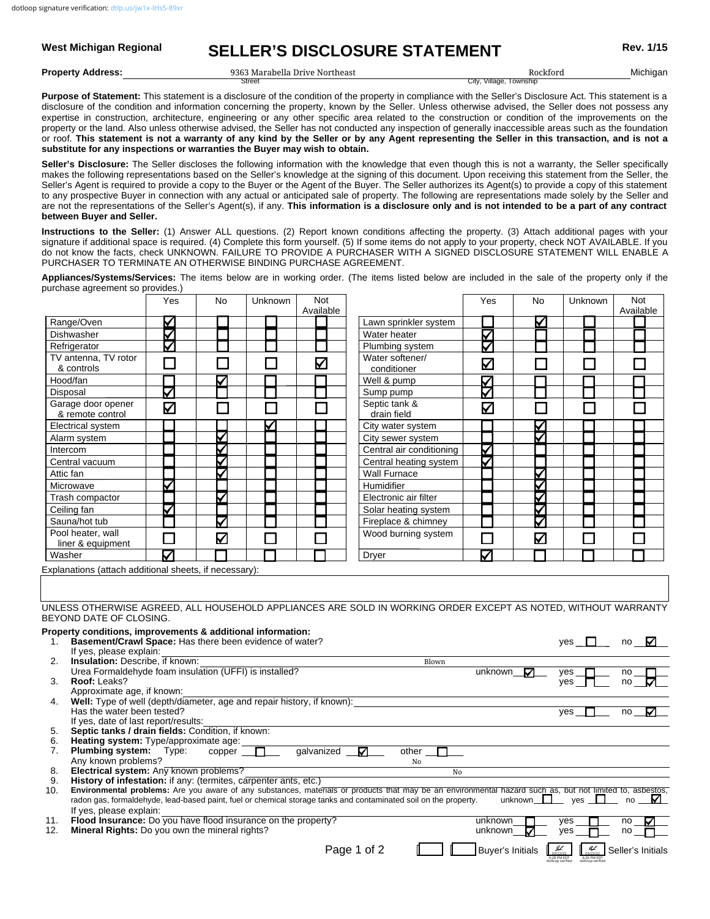dotloop signature verification: dtlp.us/jw1x-lHs5-89xr

**West Michigan Regional**

# SELLER'S DISCLOSURE STATEMENT

**Rev. 1/15**

**Property Address:** 9363 Marabella Drive Northeast (Street) Rockford (City, Village, Township) Michigan

**Purpose of Statement:** This statement is a disclosure of the condition of the property in compliance with the Seller's Disclosure Act. This statement is a disclosure of the condition and information concerning the property, known by the Seller. Unless otherwise advised, the Seller does not possess any expertise in construction, architecture, engineering or any other specific area related to the construction or condition of the improvements on the property or the land. Also unless otherwise advised, the Seller has not conducted any inspection of generally inaccessible areas such as the foundation or roof. **This statement is not a warranty of any kind by the Seller or by any Agent representing the Seller in this transaction, and is not a substitute for any inspections or warranties the Buyer may wish to obtain.**

**Seller's Disclosure:** The Seller discloses the following information with the knowledge that even though this is not a warranty, the Seller specifically makes the following representations based on the Seller's knowledge at the signing of this document. Upon receiving this statement from the Seller, the Seller's Agent is required to provide a copy to the Buyer or the Agent of the Buyer. The Seller authorizes its Agent(s) to provide a copy of this statement to any prospective Buyer in connection with any actual or anticipated sale of property. The following are representations made solely by the Seller and are not the representations of the Seller's Agent(s), if any. **This information is a disclosure only and is not intended to be a part of any contract between Buyer and Seller.**

**Instructions to the Seller:** (1) Answer ALL questions. (2) Report known conditions affecting the property. (3) Attach additional pages with your signature if additional space is required. (4) Complete this form yourself. (5) If some items do not apply to your property, check NOT AVAILABLE. If you do not know the facts, check UNKNOWN. FAILURE TO PROVIDE A PURCHASER WITH A SIGNED DISCLOSURE STATEMENT WILL ENABLE A PURCHASER TO TERMINATE AN OTHERWISE BINDING PURCHASE AGREEMENT.

**Appliances/Systems/Services:** The items below are in working order. (The items listed below are included in the sale of the property only if the purchase agreement so provides.)

| | Yes | No | Unknown | Not Available |
|---|---|---|---|---|
| Range/Oven | ☑ | ☐ | ☐ | ☐ |
| Dishwasher | ☑ | ☐ | ☐ | ☐ |
| Refrigerator | ☑ | ☐ | ☐ | ☐ |
| TV antenna, TV rotor & controls | ☐ | ☐ | ☐ | ☑ |
| Hood/fan | ☐ | ☑ | ☐ | ☐ |
| Disposal | ☑ | ☐ | ☐ | ☐ |
| Garage door opener & remote control | ☑ | ☐ | ☐ | ☐ |
| Electrical system | ☐ | ☐ | ☑ | ☐ |
| Alarm system | ☐ | ☑ | ☐ | ☐ |
| Intercom | ☐ | ☑ | ☐ | ☐ |
| Central vacuum | ☐ | ☑ | ☐ | ☐ |
| Attic fan | ☐ | ☑ | ☐ | ☐ |
| Microwave | ☑ | ☐ | ☐ | ☐ |
| Trash compactor | ☐ | ☑ | ☐ | ☐ |
| Ceiling fan | ☑ | ☐ | ☐ | ☐ |
| Sauna/hot tub | ☐ | ☑ | ☐ | ☐ |
| Pool heater, wall liner & equipment | ☐ | ☑ | ☐ | ☐ |
| Washer | ☑ | ☐ | ☐ | ☐ |

| | Yes | No | Unknown | Not Available |
|---|---|---|---|---|
| Lawn sprinkler system | ☐ | ☑ | ☐ | ☐ |
| Water heater | ☑ | ☐ | ☐ | ☐ |
| Plumbing system | ☑ | ☐ | ☐ | ☐ |
| Water softener/ conditioner | ☑ | ☐ | ☐ | ☐ |
| Well & pump | ☑ | ☐ | ☐ | ☐ |
| Sump pump | ☑ | ☐ | ☐ | ☐ |
| Septic tank & drain field | ☑ | ☐ | ☐ | ☐ |
| City water system | ☐ | ☑ | ☐ | ☐ |
| City sewer system | ☐ | ☑ | ☐ | ☐ |
| Central air conditioning | ☑ | ☐ | ☐ | ☐ |
| Central heating system | ☑ | ☐ | ☐ | ☐ |
| Wall Furnace | ☐ | ☑ | ☐ | ☐ |
| Humidifier | ☐ | ☑ | ☐ | ☐ |
| Electronic air filter | ☐ | ☑ | ☐ | ☐ |
| Solar heating system | ☐ | ☑ | ☐ | ☐ |
| Fireplace & chimney | ☐ | ☑ | ☐ | ☐ |
| Wood burning system | ☐ | ☑ | ☐ | ☐ |
| Dryer | ☑ | ☐ | ☐ | ☐ |

Explanations (attach additional sheets, if necessary):

UNLESS OTHERWISE AGREED, ALL HOUSEHOLD APPLIANCES ARE SOLD IN WORKING ORDER EXCEPT AS NOTED, WITHOUT WARRANTY BEYOND DATE OF CLOSING.

**Property conditions, improvements & additional information:**

1. **Basement/Crawl Space:** Has there been evidence of water? yes ☐ no ☑
   If yes, please explain:
2. **Insulation:** Describe, if known: Blown
   Urea Formaldehyde foam insulation (UFFI) is installed? unknown ☑ yes ☐ no ☐
3. **Roof:** Leaks? yes ☐ no ☑
   Approximate age, if known:
4. **Well:** Type of well (depth/diameter, age and repair history, if known):
   Has the water been tested? yes ☐ no ☑
   If yes, date of last report/results:
5. **Septic tanks / drain fields:** Condition, if known:
6. **Heating system:** Type/approximate age:
7. **Plumbing system:** Type: copper ☐ galvanized ☑ other ☐
   Any known problems? No
8. **Electrical system:** Any known problems? No
9. **History of infestation:** if any: (termites, carpenter ants, etc.)
10. **Environmental problems:** Are you aware of any substances, materials or products that may be an environmental hazard such as, but not limited to, asbestos, radon gas, formaldehyde, lead-based paint, fuel or chemical storage tanks and contaminated soil on the property. unknown ☐ yes ☐ no ☑
    If yes, please explain:
11. **Flood Insurance:** Do you have flood insurance on the property? unknown ☐ yes ☐ no ☑
12. **Mineral Rights:** Do you own the mineral rights? unknown ☑ yes ☐ no ☐

Buyer's Initials ☐ ☐ Seller's Initials (dotloop verified, 03/22/22 6:28 PM EDT) (dotloop verified, 03/22/22 6:28 PM EDT)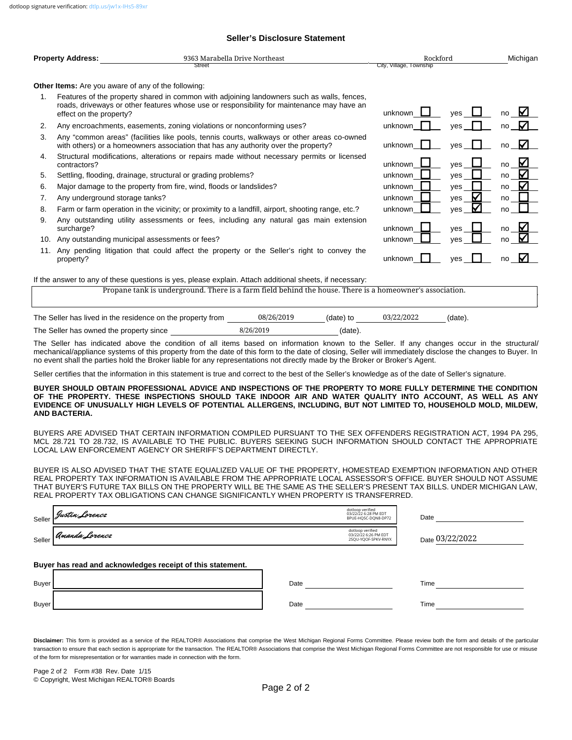dotloop signature verification: dtlp.us/jw1x-lHs5-89xr

## Seller's Disclosure Statement

**Property Address:** 9363 Marabella Drive Northeast (Street) — Rockford (City, Village, Township) — Michigan

**Other Items:** Are you aware of any of the following:

| # | Item | Unknown | Yes | No |
|---|---|---|---|---|
| 1. | Features of the property shared in common with adjoining landowners such as walls, fences, roads, driveways or other features whose use or responsibility for maintenance may have an effect on the property? | ☐ | ☐ | ☑ |
| 2. | Any encroachments, easements, zoning violations or nonconforming uses? | ☐ | ☐ | ☑ |
| 3. | Any "common areas" (facilities like pools, tennis courts, walkways or other areas co-owned with others) or a homeowners association that has any authority over the property? | ☐ | ☐ | ☑ |
| 4. | Structural modifications, alterations or repairs made without necessary permits or licensed contractors? | ☐ | ☐ | ☑ |
| 5. | Settling, flooding, drainage, structural or grading problems? | ☐ | ☐ | ☑ |
| 6. | Major damage to the property from fire, wind, floods or landslides? | ☐ | ☐ | ☑ |
| 7. | Any underground storage tanks? | ☐ | ☑ | ☐ |
| 8. | Farm or farm operation in the vicinity; or proximity to a landfill, airport, shooting range, etc.? | ☐ | ☑ | ☐ |
| 9. | Any outstanding utility assessments or fees, including any natural gas main extension surcharge? | ☐ | ☐ | ☑ |
| 10. | Any outstanding municipal assessments or fees? | ☐ | ☐ | ☑ |
| 11. | Any pending litigation that could affect the property or the Seller's right to convey the property? | ☐ | ☐ | ☑ |

If the answer to any of these questions is yes, please explain. Attach additional sheets, if necessary:

Propane tank is underground. There is a farm field behind the house. There is a homeowner's association.

The Seller has lived in the residence on the property from 08/26/2019 (date) to 03/22/2022 (date).

The Seller has owned the property since 8/26/2019 (date).

The Seller has indicated above the condition of all items based on information known to the Seller. If any changes occur in the structural/ mechanical/appliance systems of this property from the date of this form to the date of closing, Seller will immediately disclose the changes to Buyer. In no event shall the parties hold the Broker liable for any representations not directly made by the Broker or Broker's Agent.

Seller certifies that the information in this statement is true and correct to the best of the Seller's knowledge as of the date of Seller's signature.

**BUYER SHOULD OBTAIN PROFESSIONAL ADVICE AND INSPECTIONS OF THE PROPERTY TO MORE FULLY DETERMINE THE CONDITION OF THE PROPERTY. THESE INSPECTIONS SHOULD TAKE INDOOR AIR AND WATER QUALITY INTO ACCOUNT, AS WELL AS ANY EVIDENCE OF UNUSUALLY HIGH LEVELS OF POTENTIAL ALLERGENS, INCLUDING, BUT NOT LIMITED TO, HOUSEHOLD MOLD, MILDEW, AND BACTERIA.**

BUYERS ARE ADVISED THAT CERTAIN INFORMATION COMPILED PURSUANT TO THE SEX OFFENDERS REGISTRATION ACT, 1994 PA 295, MCL 28.721 TO 28.732, IS AVAILABLE TO THE PUBLIC. BUYERS SEEKING SUCH INFORMATION SHOULD CONTACT THE APPROPRIATE LOCAL LAW ENFORCEMENT AGENCY OR SHERIFF'S DEPARTMENT DIRECTLY.

BUYER IS ALSO ADVISED THAT THE STATE EQUALIZED VALUE OF THE PROPERTY, HOMESTEAD EXEMPTION INFORMATION AND OTHER REAL PROPERTY TAX INFORMATION IS AVAILABLE FROM THE APPROPRIATE LOCAL ASSESSOR'S OFFICE. BUYER SHOULD NOT ASSUME THAT BUYER'S FUTURE TAX BILLS ON THE PROPERTY WILL BE THE SAME AS THE SELLER'S PRESENT TAX BILLS. UNDER MICHIGAN LAW, REAL PROPERTY TAX OBLIGATIONS CAN CHANGE SIGNIFICANTLY WHEN PROPERTY IS TRANSFERRED.

Seller: Justin Lorencz (dotloop verified 03/22/22 6:28 PM EDT BPUE-HQSC-DQN8-DP72) Date: ____________

Seller: Amanda Lorencz (dotloop verified 03/22/22 6:26 PM EDT 2SQU-YQOF-SPKV-RNYX) Date: 03/22/2022

**Buyer has read and acknowledges receipt of this statement.**

Buyer ____________ Date ____________ Time ____________

Buyer ____________ Date ____________ Time ____________

**Disclaimer:** This form is provided as a service of the REALTOR® Associations that comprise the West Michigan Regional Forms Committee. Please review both the form and details of the particular transaction to ensure that each section is appropriate for the transaction. The REALTOR® Associations that comprise the West Michigan Regional Forms Committee are not responsible for use or misuse of the form for misrepresentation or for warranties made in connection with the form.

Page 2 of 2 Form #38 Rev. Date 1/15
© Copyright, West Michigan REALTOR® Boards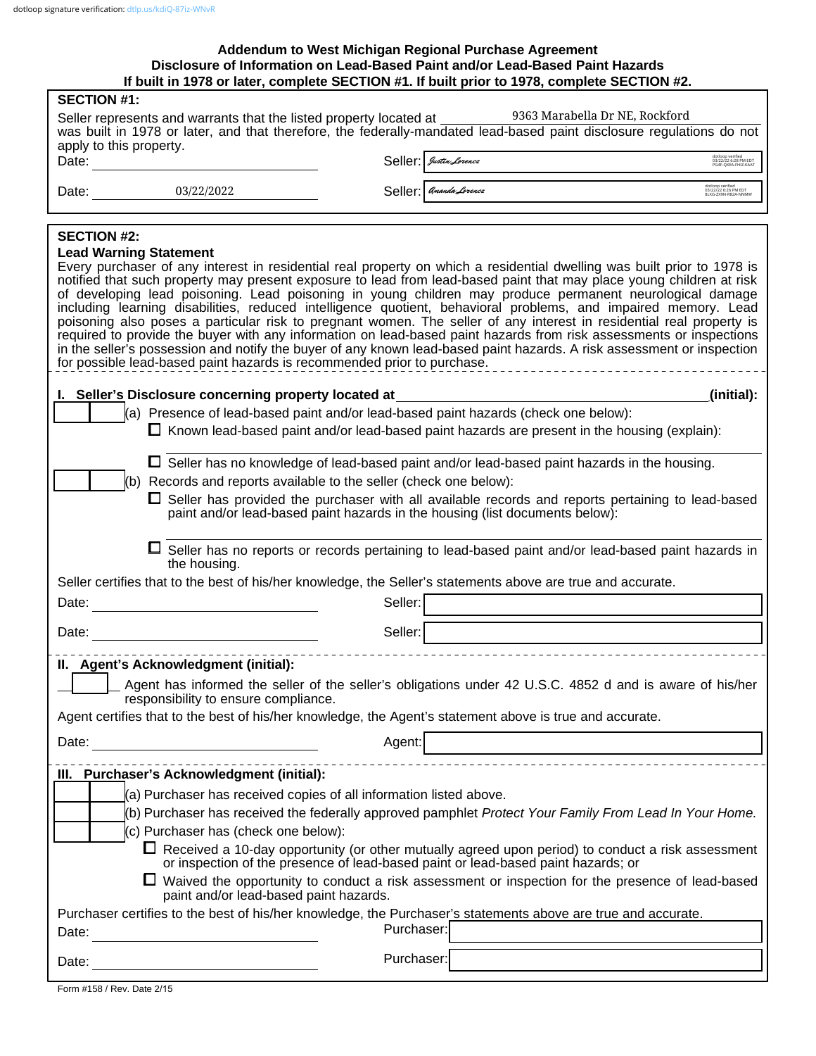dotloop signature verification: dtlp.us/kdiQ-87iz-WNvR

# Addendum to West Michigan Regional Purchase Agreement
## Disclosure of Information on Lead-Based Paint and/or Lead-Based Paint Hazards
### If built in 1978 or later, complete SECTION #1. If built prior to 1978, complete SECTION #2.

**SECTION #1:**

Seller represents and warrants that the listed property located at 9363 Marabella Dr NE, Rockford was built in 1978 or later, and that therefore, the federally-mandated lead-based paint disclosure regulations do not apply to this property.

Date: ______________________ Seller: *Justin Lorence* (dotloop verified 03/22/22 6:28 PM EDT PG4F-QXEA-FHIZ-KAAT)

Date: 03/22/2022 Seller: *Amanda Lorence* (dotloop verified 03/22/22 6:26 PM EDT 3LXG-ZX9N-RBZA-NNMW)

**SECTION #2:**

**Lead Warning Statement**

Every purchaser of any interest in residential real property on which a residential dwelling was built prior to 1978 is notified that such property may present exposure to lead from lead-based paint that may place young children at risk of developing lead poisoning. Lead poisoning in young children may produce permanent neurological damage including learning disabilities, reduced intelligence quotient, behavioral problems, and impaired memory. Lead poisoning also poses a particular risk to pregnant women. The seller of any interest in residential real property is required to provide the buyer with any information on lead-based paint hazards from risk assessments or inspections in the seller's possession and notify the buyer of any known lead-based paint hazards. A risk assessment or inspection for possible lead-based paint hazards is recommended prior to purchase.

**I. Seller's Disclosure concerning property located at ______________________ (initial):**

____ ____ (a) Presence of lead-based paint and/or lead-based paint hazards (check one below):

- ☐ Known lead-based paint and/or lead-based paint hazards are present in the housing (explain): ______________________
- ☐ Seller has no knowledge of lead-based paint and/or lead-based paint hazards in the housing.

____ ____ (b) Records and reports available to the seller (check one below):

- ☐ Seller has provided the purchaser with all available records and reports pertaining to lead-based paint and/or lead-based paint hazards in the housing (list documents below): ______________________
- ☐ Seller has no reports or records pertaining to lead-based paint and/or lead-based paint hazards in the housing.

Seller certifies that to the best of his/her knowledge, the Seller's statements above are true and accurate.

Date: ______________________ Seller: ______________________

Date: ______________________ Seller: ______________________

**II. Agent's Acknowledgment (initial):**

____ Agent has informed the seller of the seller's obligations under 42 U.S.C. 4852 d and is aware of his/her responsibility to ensure compliance.

Agent certifies that to the best of his/her knowledge, the Agent's statement above is true and accurate.

Date: ______________________ Agent: ______________________

**III. Purchaser's Acknowledgment (initial):**

____ ____ (a) Purchaser has received copies of all information listed above.

____ ____ (b) Purchaser has received the federally approved pamphlet *Protect Your Family From Lead In Your Home.*

____ ____ (c) Purchaser has (check one below):

- ☐ Received a 10-day opportunity (or other mutually agreed upon period) to conduct a risk assessment or inspection of the presence of lead-based paint or lead-based paint hazards; or
- ☐ Waived the opportunity to conduct a risk assessment or inspection for the presence of lead-based paint and/or lead-based paint hazards.

Purchaser certifies to the best of his/her knowledge, the Purchaser's statements above are true and accurate.

Date: ______________________ Purchaser: ______________________

Date: ______________________ Purchaser: ______________________

Form #158 / Rev. Date 2/15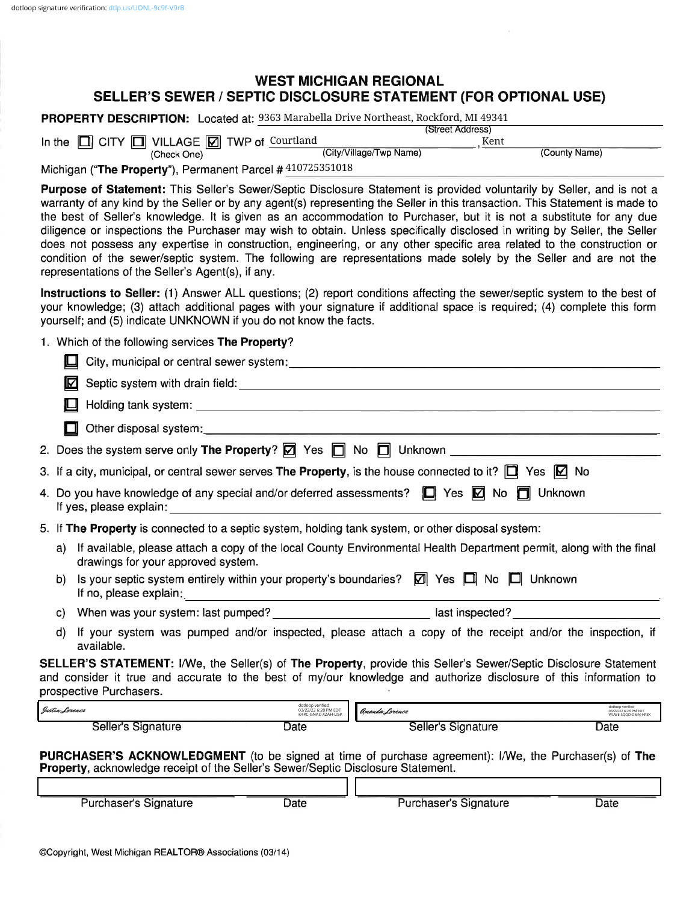dotloop signature verification: dtlp.us/UDNL-9c9f-V9rB

# WEST MICHIGAN REGIONAL
# SELLER'S SEWER / SEPTIC DISCLOSURE STATEMENT (FOR OPTIONAL USE)

**PROPERTY DESCRIPTION:** Located at: 9363 Marabella Drive Northeast, Rockford, MI 49341
(Street Address)

In the ☐ CITY ☐ VILLAGE ☑ TWP of Courtland (City/Village/Twp Name), Kent (County Name)
(Check One)

Michigan ("**The Property**"), Permanent Parcel # 410725351018

**Purpose of Statement:** This Seller's Sewer/Septic Disclosure Statement is provided voluntarily by Seller, and is not a warranty of any kind by the Seller or by any agent(s) representing the Seller in this transaction. This Statement is made to the best of Seller's knowledge. It is given as an accommodation to Purchaser, but it is not a substitute for any due diligence or inspections the Purchaser may wish to obtain. Unless specifically disclosed in writing by Seller, the Seller does not possess any expertise in construction, engineering, or any other specific area related to the construction or condition of the sewer/septic system. The following are representations made solely by the Seller and are not the representations of the Seller's Agent(s), if any.

**Instructions to Seller:** (1) Answer ALL questions; (2) report conditions affecting the sewer/septic system to the best of your knowledge; (3) attach additional pages with your signature if additional space is required; (4) complete this form yourself; and (5) indicate UNKNOWN if you do not know the facts.

1. Which of the following services **The Property**?
   - ☐ City, municipal or central sewer system: ______
   - ☑ Septic system with drain field: ______
   - ☐ Holding tank system: ______
   - ☐ Other disposal system: ______
2. Does the system serve only **The Property**? ☑ Yes ☐ No ☐ Unknown ______
3. If a city, municipal, or central sewer serves **The Property**, is the house connected to it? ☐ Yes ☑ No
4. Do you have knowledge of any special and/or deferred assessments? ☐ Yes ☑ No ☐ Unknown
   If yes, please explain: ______
5. If **The Property** is connected to a septic system, holding tank system, or other disposal system:
   a) If available, please attach a copy of the local County Environmental Health Department permit, along with the final drawings for your approved system.
   b) Is your septic system entirely within your property's boundaries? ☑ Yes ☐ No ☐ Unknown
      If no, please explain: ______
   c) When was your system: last pumped? ______ last inspected? ______
   d) If your system was pumped and/or inspected, please attach a copy of the receipt and/or the inspection, if available.

**SELLER'S STATEMENT:** I/We, the Seller(s) of **The Property**, provide this Seller's Sewer/Septic Disclosure Statement and consider it true and accurate to the best of my/our knowledge and authorize disclosure of this information to prospective Purchasers.

| Seller's Signature | Date | Seller's Signature | Date |
|---|---|---|---|
| Justin Lorence | dotloop verified 03/22/22 6:28 PM EDT K4PC-GNAC-XZAH-LISK | Amanda Lorence | dotloop verified 03/22/22 6:26 PM EDT WUWE-5QQO-OMAJ-HRBX |

**PURCHASER'S ACKNOWLEDGMENT** (to be signed at time of purchase agreement): I/We, the Purchaser(s) of **The Property**, acknowledge receipt of the Seller's Sewer/Septic Disclosure Statement.

| Purchaser's Signature | Date | Purchaser's Signature | Date |
|---|---|---|---|
| | | | |

©Copyright, West Michigan REALTOR® Associations (03/14)